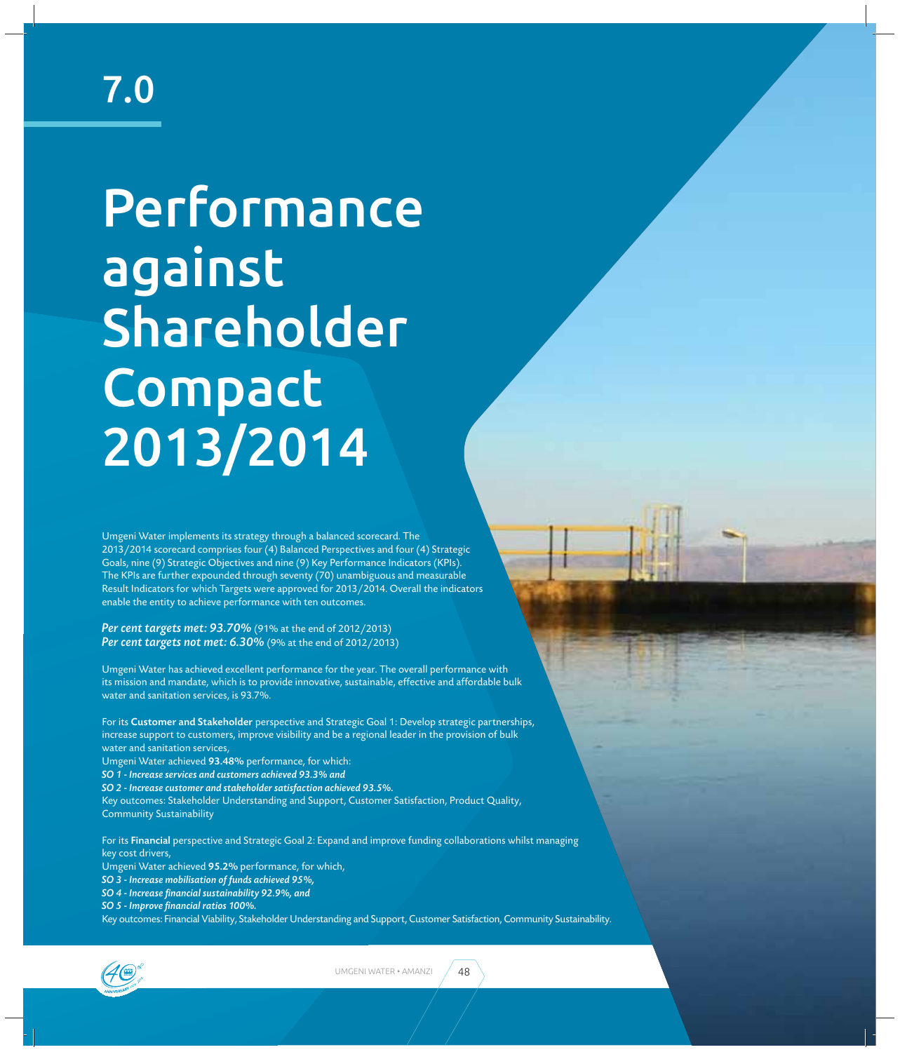# 7.0

# Performance against Shareholder Compact 2013/2014

Umgeni Water implements its strategy through a balanced scorecard. The 2013/2014 scorecard comprises four (4) Balanced Perspectives and four (4) Strategic Goals, nine (9) Strategic Objectives and nine (9) Key Performance Indicators (KPIs). The KPIs are further expounded through seventy (70) unambiguous and measurable Result Indicators for which Targets were approved for 2013/2014. Overall the indicators enable the entity to achieve performance with ten outcomes.

***Per cent targets met: 93.70%*** (91% at the end of 2012/2013)
***Per cent targets not met: 6.30%*** (9% at the end of 2012/2013)

Umgeni Water has achieved excellent performance for the year. The overall performance with its mission and mandate, which is to provide innovative, sustainable, effective and affordable bulk water and sanitation services, is 93.7%.

For its **Customer and Stakeholder** perspective and Strategic Goal 1: Develop strategic partnerships, increase support to customers, improve visibility and be a regional leader in the provision of bulk water and sanitation services,
Umgeni Water achieved **93.48%** performance, for which:
***SO 1 - Increase services and customers achieved 93.3% and***
***SO 2 - Increase customer and stakeholder satisfaction achieved 93.5%.***
Key outcomes: Stakeholder Understanding and Support, Customer Satisfaction, Product Quality, Community Sustainability

For its **Financial** perspective and Strategic Goal 2: Expand and improve funding collaborations whilst managing key cost drivers,
Umgeni Water achieved **95.2%** performance, for which,
***SO 3 - Increase mobilisation of funds achieved 95%,***
***SO 4 - Increase financial sustainability 92.9%, and***
***SO 5 - Improve financial ratios 100%.***
Key outcomes: Financial Viability, Stakeholder Understanding and Support, Customer Satisfaction, Community Sustainability.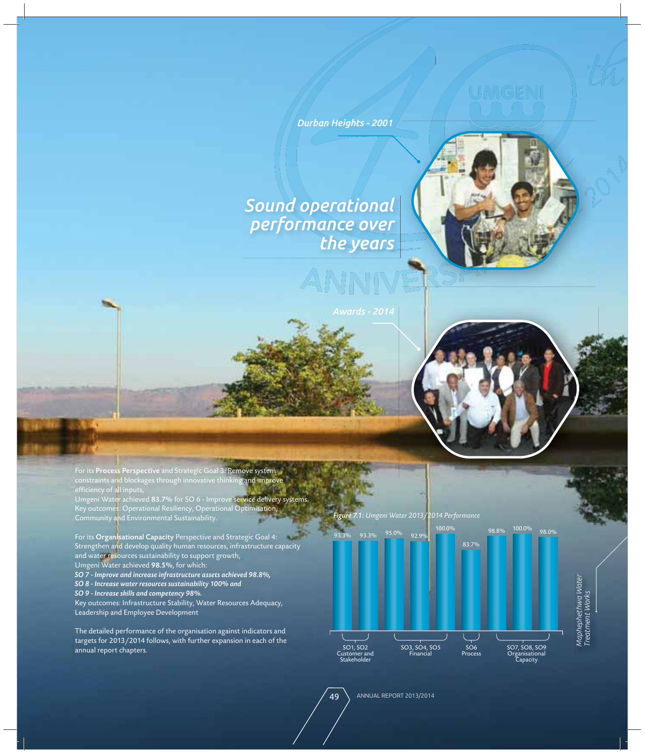# Sound operational performance over the years

*Durban Heights - 2001*

*Awards - 2014*

For its **Process Perspective** and Strategic Goal 3: Remove system constraints and blockages through innovative thinking and improve efficiency of all inputs,
Umgeni Water achieved **83.7%** for SO 6 - Improve service delivery systems.
Key outcomes: Operational Resiliency, Operational Optimisation, Community and Environmental Sustainability.

For its **Organisational Capacity** Perspective and Strategic Goal 4: Strengthen and develop quality human resources, infrastructure capacity and water resources sustainability to support growth,
Umgeni Water achieved **98.5%**, for which:
***SO 7 - Improve and increase infrastructure assets achieved 98.8%,***
***SO 8 - Increase water resources sustainability 100% and***
***SO 9 - Increase skills and competency 98%.***
Key outcomes: Infrastructure Stability, Water Resources Adequacy, Leadership and Employee Development

The detailed performance of the organisation against indicators and targets for 2013/2014 follows, with further expansion in each of the annual report chapters.

***Figure 7.1:*** *Umgeni Water 2013/2014 Performance*

| Perspective | Strategic Objective | Performance |
| --- | --- | --- |
| Customer and Stakeholder | SO1 | 93.3% |
| | SO2 | 93.3% |
| Financial | SO3 | 95.0% |
| | SO4 | 92.9% |
| | SO5 | 100.0% |
| Process | SO6 | 83.7% |
| Organisational Capacity | SO7 | 98.8% |
| | SO8 | 100.0% |
| | SO9 | 98.0% |

*Maphephethwa Water Treatment Works*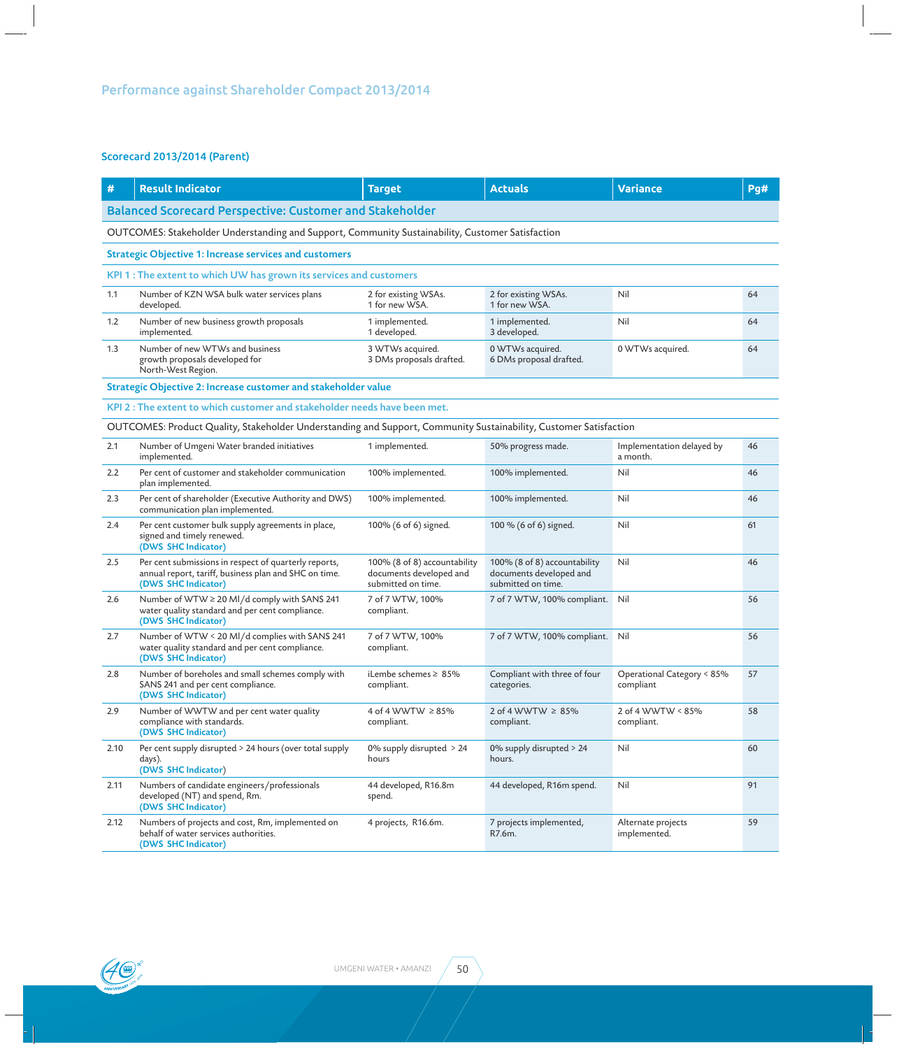## Performance against Shareholder Compact 2013/2014

### Scorecard 2013/2014 (Parent)

| # | Result Indicator | Target | Actuals | Variance | Pg# |
|---|---|---|---|---|---|
| **Balanced Scorecard Perspective: Customer and Stakeholder** | | | | | |
| OUTCOMES: Stakeholder Understanding and Support, Community Sustainability, Customer Satisfaction | | | | | |
| **Strategic Objective 1: Increase services and customers** | | | | | |
| KPI 1 : The extent to which UW has grown its services and customers | | | | | |
| 1.1 | Number of KZN WSA bulk water services plans developed. | 2 for existing WSAs.<br>1 for new WSA. | 2 for existing WSAs.<br>1 for new WSA. | Nil | 64 |
| 1.2 | Number of new business growth proposals implemented. | 1 implemented.<br>1 developed. | 1 implemented.<br>3 developed. | Nil | 64 |
| 1.3 | Number of new WTWs and business growth proposals developed for North-West Region. | 3 WTWs acquired.<br>3 DMs proposals drafted. | 0 WTWs acquired.<br>6 DMs proposal drafted. | 0 WTWs acquired. | 64 |
| **Strategic Objective 2: Increase customer and stakeholder value** | | | | | |
| KPI 2 : The extent to which customer and stakeholder needs have been met. | | | | | |
| OUTCOMES: Product Quality, Stakeholder Understanding and Support, Community Sustainability, Customer Satisfaction | | | | | |
| 2.1 | Number of Umgeni Water branded initiatives implemented. | 1 implemented. | 50% progress made. | Implementation delayed by a month. | 46 |
| 2.2 | Per cent of customer and stakeholder communication plan implemented. | 100% implemented. | 100% implemented. | Nil | 46 |
| 2.3 | Per cent of shareholder (Executive Authority and DWS) communication plan implemented. | 100% implemented. | 100% implemented. | Nil | 46 |
| 2.4 | Per cent customer bulk supply agreements in place, signed and timely renewed.<br>(DWS SHC Indicator) | 100% (6 of 6) signed. | 100 % (6 of 6) signed. | Nil | 61 |
| 2.5 | Per cent submissions in respect of quarterly reports, annual report, tariff, business plan and SHC on time.<br>(DWS SHC Indicator) | 100% (8 of 8) accountability documents developed and submitted on time. | 100% (8 of 8) accountability documents developed and submitted on time. | Nil | 46 |
| 2.6 | Number of WTW ≥ 20 Ml/d comply with SANS 241 water quality standard and per cent compliance.<br>(DWS SHC Indicator) | 7 of 7 WTW, 100% compliant. | 7 of 7 WTW, 100% compliant. | Nil | 56 |
| 2.7 | Number of WTW < 20 Ml/d complies with SANS 241 water quality standard and per cent compliance.<br>(DWS SHC Indicator) | 7 of 7 WTW, 100% compliant. | 7 of 7 WTW, 100% compliant. | Nil | 56 |
| 2.8 | Number of boreholes and small schemes comply with SANS 241 and per cent compliance.<br>(DWS SHC Indicator) | iLembe schemes ≥ 85% compliant. | Compliant with three of four categories. | Operational Category < 85% compliant | 57 |
| 2.9 | Number of WWTW and per cent water quality compliance with standards.<br>(DWS SHC Indicator) | 4 of 4 WWTW ≥ 85% compliant. | 2 of 4 WWTW ≥ 85% compliant. | 2 of 4 WWTW < 85% compliant. | 58 |
| 2.10 | Per cent supply disrupted > 24 hours (over total supply days).<br>(DWS SHC Indicator) | 0% supply disrupted > 24 hours | 0% supply disrupted > 24 hours. | Nil | 60 |
| 2.11 | Numbers of candidate engineers/professionals developed (NT) and spend, Rm.<br>(DWS SHC Indicator) | 44 developed, R16.8m spend. | 44 developed, R16m spend. | Nil | 91 |
| 2.12 | Numbers of projects and cost, Rm, implemented on behalf of water services authorities.<br>(DWS SHC Indicator) | 4 projects, R16.6m. | 7 projects implemented, R7.6m. | Alternate projects implemented. | 59 |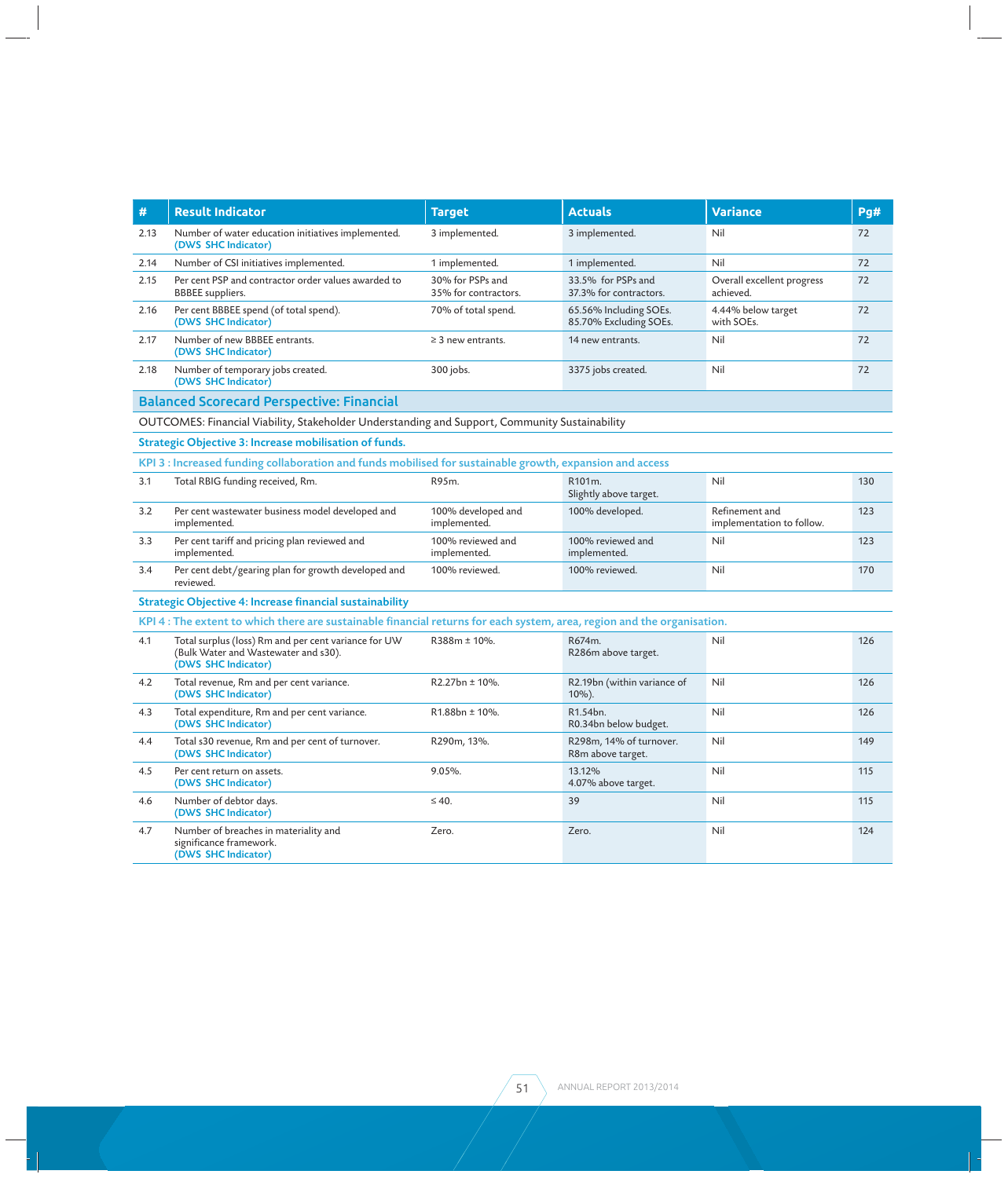| # | Result Indicator | Target | Actuals | Variance | Pg# |
|---|---|---|---|---|---|
| 2.13 | Number of water education initiatives implemented. (DWS SHC Indicator) | 3 implemented. | 3 implemented. | Nil | 72 |
| 2.14 | Number of CSI initiatives implemented. | 1 implemented. | 1 implemented. | Nil | 72 |
| 2.15 | Per cent PSP and contractor order values awarded to BBBEE suppliers. | 30% for PSPs and 35% for contractors. | 33.5% for PSPs and 37.3% for contractors. | Overall excellent progress achieved. | 72 |
| 2.16 | Per cent BBBEE spend (of total spend). (DWS SHC Indicator) | 70% of total spend. | 65.56% Including SOEs. 85.70% Excluding SOEs. | 4.44% below target with SOEs. | 72 |
| 2.17 | Number of new BBBEE entrants. (DWS SHC Indicator) | ≥ 3 new entrants. | 14 new entrants. | Nil | 72 |
| 2.18 | Number of temporary jobs created. (DWS SHC Indicator) | 300 jobs. | 3375 jobs created. | Nil | 72 |
| **Balanced Scorecard Perspective: Financial** | | | | | |
| OUTCOMES: Financial Viability, Stakeholder Understanding and Support, Community Sustainability | | | | | |
| **Strategic Objective 3: Increase mobilisation of funds.** | | | | | |
| **KPI 3 : Increased funding collaboration and funds mobilised for sustainable growth, expansion and access** | | | | | |
| 3.1 | Total RBIG funding received, Rm. | R95m. | R101m. Slightly above target. | Nil | 130 |
| 3.2 | Per cent wastewater business model developed and implemented. | 100% developed and implemented. | 100% developed. | Refinement and implementation to follow. | 123 |
| 3.3 | Per cent tariff and pricing plan reviewed and implemented. | 100% reviewed and implemented. | 100% reviewed and implemented. | Nil | 123 |
| 3.4 | Per cent debt/gearing plan for growth developed and reviewed. | 100% reviewed. | 100% reviewed. | Nil | 170 |
| **Strategic Objective 4: Increase financial sustainability** | | | | | |
| **KPI 4 : The extent to which there are sustainable financial returns for each system, area, region and the organisation.** | | | | | |
| 4.1 | Total surplus (loss) Rm and per cent variance for UW (Bulk Water and Wastewater and s30). (DWS SHC Indicator) | R388m ± 10%. | R674m. R286m above target. | Nil | 126 |
| 4.2 | Total revenue, Rm and per cent variance. (DWS SHC Indicator) | R2.27bn ± 10%. | R2.19bn (within variance of 10%). | Nil | 126 |
| 4.3 | Total expenditure, Rm and per cent variance. (DWS SHC Indicator) | R1.88bn ± 10%. | R1.54bn. R0.34bn below budget. | Nil | 126 |
| 4.4 | Total s30 revenue, Rm and per cent of turnover. (DWS SHC Indicator) | R290m, 13%. | R298m, 14% of turnover. R8m above target. | Nil | 149 |
| 4.5 | Per cent return on assets. (DWS SHC Indicator) | 9.05%. | 13.12% 4.07% above target. | Nil | 115 |
| 4.6 | Number of debtor days. (DWS SHC Indicator) | ≤ 40. | 39 | Nil | 115 |
| 4.7 | Number of breaches in materiality and significance framework. (DWS SHC Indicator) | Zero. | Zero. | Nil | 124 |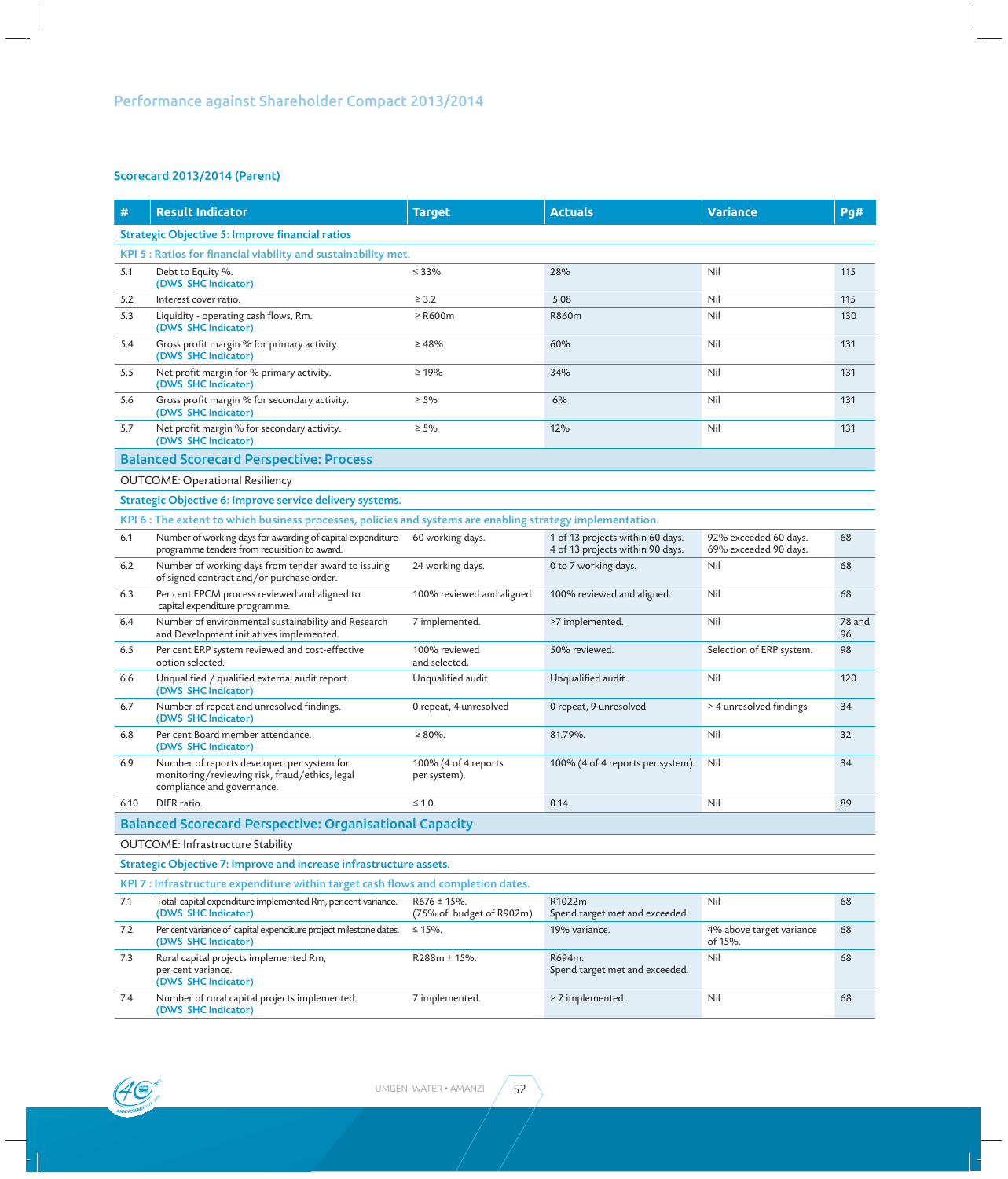## Performance against Shareholder Compact 2013/2014

### Scorecard 2013/2014 (Parent)

| # | Result Indicator | Target | Actuals | Variance | Pg# |
|---|---|---|---|---|---|
| **Strategic Objective 5: Improve financial ratios** | | | | | |
| **KPI 5 : Ratios for financial viability and sustainability met.** | | | | | |
| 5.1 | Debt to Equity %. (DWS SHC Indicator) | ≤ 33% | 28% | Nil | 115 |
| 5.2 | Interest cover ratio. | ≥ 3.2 | 5.08 | Nil | 115 |
| 5.3 | Liquidity - operating cash flows, Rm. (DWS SHC Indicator) | ≥ R600m | R860m | Nil | 130 |
| 5.4 | Gross profit margin % for primary activity. (DWS SHC Indicator) | ≥ 48% | 60% | Nil | 131 |
| 5.5 | Net profit margin for % primary activity. (DWS SHC Indicator) | ≥ 19% | 34% | Nil | 131 |
| 5.6 | Gross profit margin % for secondary activity. (DWS SHC Indicator) | ≥ 5% | 6% | Nil | 131 |
| 5.7 | Net profit margin % for secondary activity. (DWS SHC Indicator) | ≥ 5% | 12% | Nil | 131 |
| **Balanced Scorecard Perspective: Process** | | | | | |
| OUTCOME: Operational Resiliency | | | | | |
| **Strategic Objective 6: Improve service delivery systems.** | | | | | |
| **KPI 6 : The extent to which business processes, policies and systems are enabling strategy implementation.** | | | | | |
| 6.1 | Number of working days for awarding of capital expenditure programme tenders from requisition to award. | 60 working days. | 1 of 13 projects within 60 days. 4 of 13 projects within 90 days. | 92% exceeded 60 days. 69% exceeded 90 days. | 68 |
| 6.2 | Number of working days from tender award to issuing of signed contract and/or purchase order. | 24 working days. | 0 to 7 working days. | Nil | 68 |
| 6.3 | Per cent EPCM process reviewed and aligned to capital expenditure programme. | 100% reviewed and aligned. | 100% reviewed and aligned. | Nil | 68 |
| 6.4 | Number of environmental sustainability and Research and Development initiatives implemented. | 7 implemented. | >7 implemented. | Nil | 78 and 96 |
| 6.5 | Per cent ERP system reviewed and cost-effective option selected. | 100% reviewed and selected. | 50% reviewed. | Selection of ERP system. | 98 |
| 6.6 | Unqualified / qualified external audit report. (DWS SHC Indicator) | Unqualified audit. | Unqualified audit. | Nil | 120 |
| 6.7 | Number of repeat and unresolved findings. (DWS SHC Indicator) | 0 repeat, 4 unresolved | 0 repeat, 9 unresolved | > 4 unresolved findings | 34 |
| 6.8 | Per cent Board member attendance. (DWS SHC Indicator) | ≥ 80%. | 81.79%. | Nil | 32 |
| 6.9 | Number of reports developed per system for monitoring/reviewing risk, fraud/ethics, legal compliance and governance. | 100% (4 of 4 reports per system). | 100% (4 of 4 reports per system). | Nil | 34 |
| 6.10 | DIFR ratio. | ≤ 1.0. | 0.14. | Nil | 89 |
| **Balanced Scorecard Perspective: Organisational Capacity** | | | | | |
| OUTCOME: Infrastructure Stability | | | | | |
| **Strategic Objective 7: Improve and increase infrastructure assets.** | | | | | |
| **KPI 7 : Infrastructure expenditure within target cash flows and completion dates.** | | | | | |
| 7.1 | Total capital expenditure implemented Rm, per cent variance. (DWS SHC Indicator) | R676 ± 15%. (75% of budget of R902m) | R1022m Spend target met and exceeded | Nil | 68 |
| 7.2 | Per cent variance of capital expenditure project milestone dates. (DWS SHC Indicator) | ≤ 15%. | 19% variance. | 4% above target variance of 15%. | 68 |
| 7.3 | Rural capital projects implemented Rm, per cent variance. (DWS SHC Indicator) | R288m ± 15%. | R694m. Spend target met and exceeded. | Nil | 68 |
| 7.4 | Number of rural capital projects implemented. (DWS SHC Indicator) | 7 implemented. | > 7 implemented. | Nil | 68 |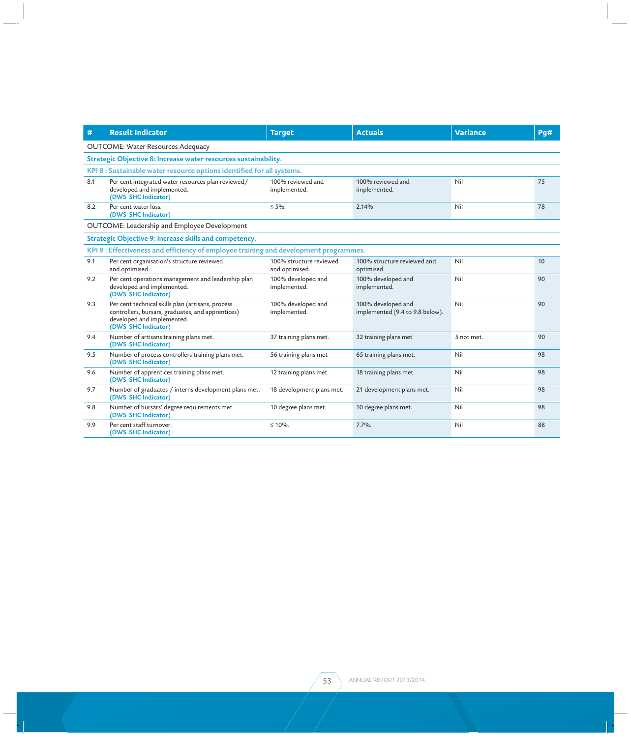| # | Result Indicator | Target | Actuals | Variance | Pg# |
|---|---|---|---|---|---|
| OUTCOME: Water Resources Adequacy | | | | | |
| **Strategic Objective 8: Increase water resources sustainability.** | | | | | |
| **KPI 8 : Sustainable water resource options identified for all systems.** | | | | | |
| 8.1 | Per cent integrated water resources plan reviewed / developed and implemented. **(DWS SHC Indicator)** | 100% reviewed and implemented. | 100% reviewed and implemented. | Nil | 75 |
| 8.2 | Per cent water loss. **(DWS SHC Indicator)** | ≤ 5%. | 2.14% | Nil | 78 |
| OUTCOME: Leadership and Employee Development | | | | | |
| **Strategic Objective 9: Increase skills and competency.** | | | | | |
| **KPI 9 : Effectiveness and efficiency of employee training and development programmes.** | | | | | |
| 9.1 | Per cent organisation's structure reviewed and optimised. | 100% structure reviewed and optimised. | 100% structure reviewed and optimised. | Nil | 10 |
| 9.2 | Per cent operations management and leadership plan developed and implemented. **(DWS SHC Indicator)** | 100% developed and implemented. | 100% developed and implemented. | Nil | 90 |
| 9.3 | Per cent technical skills plan (artisans, process controllers, bursars, graduates, and apprentices) developed and implemented. **(DWS SHC Indicator)** | 100% developed and implemented. | 100% developed and implemented (9.4 to 9.8 below). | Nil | 90 |
| 9.4 | Number of artisans training plans met. **(DWS SHC Indicator)** | 37 training plans met. | 32 training plans met | 5 not met. | 90 |
| 9.5 | Number of process controllers training plans met. **(DWS SHC Indicator)** | 56 training plans met | 65 training plans met. | Nil | 98 |
| 9.6 | Number of apprentices training plans met. **(DWS SHC Indicator)** | 12 training plans met. | 18 training plans met. | Nil | 98 |
| 9.7 | Number of graduates / interns development plans met. **(DWS SHC Indicator)** | 18 development plans met. | 21 development plans met. | Nil | 98 |
| 9.8 | Number of bursars' degree requirements met. **(DWS SHC Indicator)** | 10 degree plans met. | 10 degree plans met. | Nil | 98 |
| 9.9 | Per cent staff turnover. **(DWS SHC Indicator)** | ≤ 10%. | 7.7%. | Nil | 88 |